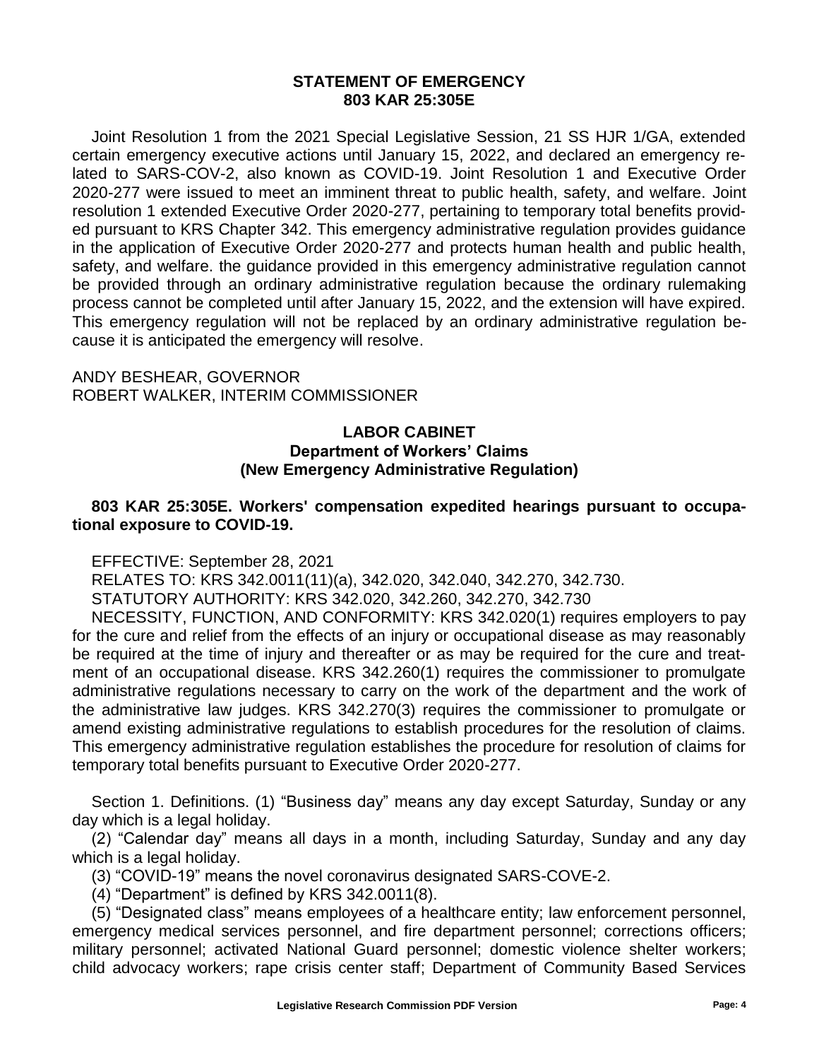**STATEMENT OF EMERGENCY**
**803 KAR 25:305E**

Joint Resolution 1 from the 2021 Special Legislative Session, 21 SS HJR 1/GA, extended certain emergency executive actions until January 15, 2022, and declared an emergency related to SARS-COV-2, also known as COVID-19. Joint Resolution 1 and Executive Order 2020-277 were issued to meet an imminent threat to public health, safety, and welfare. Joint resolution 1 extended Executive Order 2020-277, pertaining to temporary total benefits provided pursuant to KRS Chapter 342. This emergency administrative regulation provides guidance in the application of Executive Order 2020-277 and protects human health and public health, safety, and welfare. the guidance provided in this emergency administrative regulation cannot be provided through an ordinary administrative regulation because the ordinary rulemaking process cannot be completed until after January 15, 2022, and the extension will have expired. This emergency regulation will not be replaced by an ordinary administrative regulation because it is anticipated the emergency will resolve.

ANDY BESHEAR, GOVERNOR
ROBERT WALKER, INTERIM COMMISSIONER

**LABOR CABINET**
**Department of Workers' Claims**
**(New Emergency Administrative Regulation)**

**803 KAR 25:305E. Workers' compensation expedited hearings pursuant to occupational exposure to COVID-19.**

EFFECTIVE: September 28, 2021

RELATES TO: KRS 342.0011(11)(a), 342.020, 342.040, 342.270, 342.730.

STATUTORY AUTHORITY: KRS 342.020, 342.260, 342.270, 342.730

NECESSITY, FUNCTION, AND CONFORMITY: KRS 342.020(1) requires employers to pay for the cure and relief from the effects of an injury or occupational disease as may reasonably be required at the time of injury and thereafter or as may be required for the cure and treatment of an occupational disease. KRS 342.260(1) requires the commissioner to promulgate administrative regulations necessary to carry on the work of the department and the work of the administrative law judges. KRS 342.270(3) requires the commissioner to promulgate or amend existing administrative regulations to establish procedures for the resolution of claims. This emergency administrative regulation establishes the procedure for resolution of claims for temporary total benefits pursuant to Executive Order 2020-277.

Section 1. Definitions. (1) "Business day" means any day except Saturday, Sunday or any day which is a legal holiday.

(2) "Calendar day" means all days in a month, including Saturday, Sunday and any day which is a legal holiday.

(3) "COVID-19" means the novel coronavirus designated SARS-COVE-2.

(4) "Department" is defined by KRS 342.0011(8).

(5) "Designated class" means employees of a healthcare entity; law enforcement personnel, emergency medical services personnel, and fire department personnel; corrections officers; military personnel; activated National Guard personnel; domestic violence shelter workers; child advocacy workers; rape crisis center staff; Department of Community Based Services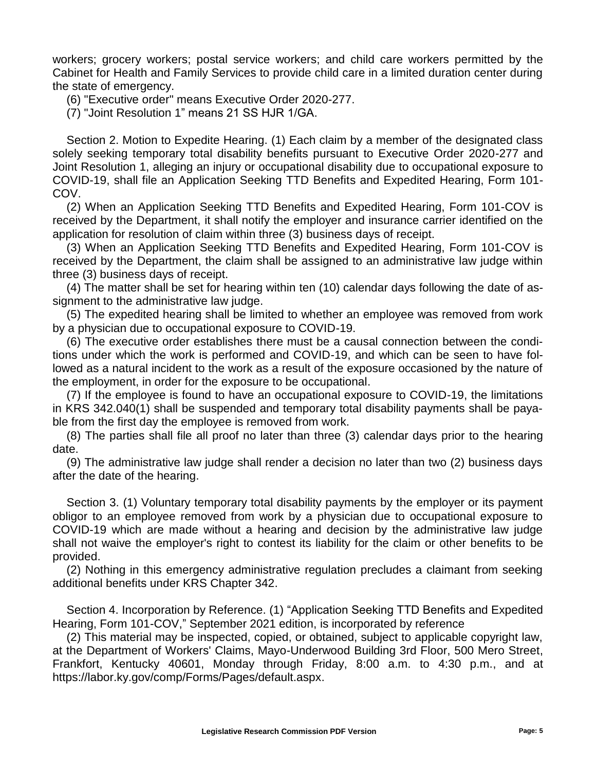workers; grocery workers; postal service workers; and child care workers permitted by the Cabinet for Health and Family Services to provide child care in a limited duration center during the state of emergency.

(6) "Executive order" means Executive Order 2020-277.

(7) "Joint Resolution 1" means 21 SS HJR 1/GA.

Section 2. Motion to Expedite Hearing. (1) Each claim by a member of the designated class solely seeking temporary total disability benefits pursuant to Executive Order 2020-277 and Joint Resolution 1, alleging an injury or occupational disability due to occupational exposure to COVID-19, shall file an Application Seeking TTD Benefits and Expedited Hearing, Form 101-COV.

(2) When an Application Seeking TTD Benefits and Expedited Hearing, Form 101-COV is received by the Department, it shall notify the employer and insurance carrier identified on the application for resolution of claim within three (3) business days of receipt.

(3) When an Application Seeking TTD Benefits and Expedited Hearing, Form 101-COV is received by the Department, the claim shall be assigned to an administrative law judge within three (3) business days of receipt.

(4) The matter shall be set for hearing within ten (10) calendar days following the date of assignment to the administrative law judge.

(5) The expedited hearing shall be limited to whether an employee was removed from work by a physician due to occupational exposure to COVID-19.

(6) The executive order establishes there must be a causal connection between the conditions under which the work is performed and COVID-19, and which can be seen to have followed as a natural incident to the work as a result of the exposure occasioned by the nature of the employment, in order for the exposure to be occupational.

(7) If the employee is found to have an occupational exposure to COVID-19, the limitations in KRS 342.040(1) shall be suspended and temporary total disability payments shall be payable from the first day the employee is removed from work.

(8) The parties shall file all proof no later than three (3) calendar days prior to the hearing date.

(9) The administrative law judge shall render a decision no later than two (2) business days after the date of the hearing.

Section 3. (1) Voluntary temporary total disability payments by the employer or its payment obligor to an employee removed from work by a physician due to occupational exposure to COVID-19 which are made without a hearing and decision by the administrative law judge shall not waive the employer's right to contest its liability for the claim or other benefits to be provided.

(2) Nothing in this emergency administrative regulation precludes a claimant from seeking additional benefits under KRS Chapter 342.

Section 4. Incorporation by Reference. (1) "Application Seeking TTD Benefits and Expedited Hearing, Form 101-COV," September 2021 edition, is incorporated by reference

(2) This material may be inspected, copied, or obtained, subject to applicable copyright law, at the Department of Workers' Claims, Mayo-Underwood Building 3rd Floor, 500 Mero Street, Frankfort, Kentucky 40601, Monday through Friday, 8:00 a.m. to 4:30 p.m., and at https://labor.ky.gov/comp/Forms/Pages/default.aspx.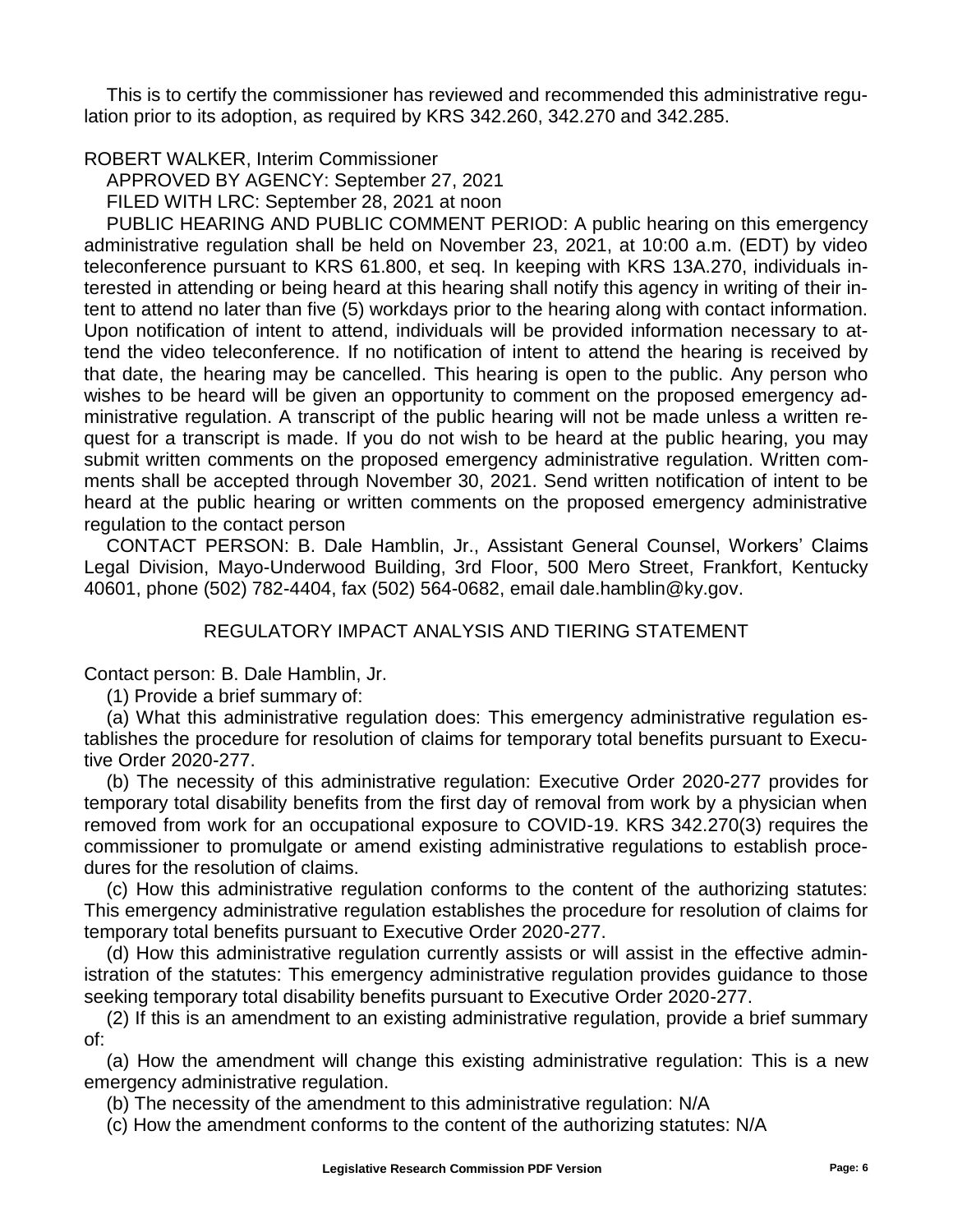This is to certify the commissioner has reviewed and recommended this administrative regulation prior to its adoption, as required by KRS 342.260, 342.270 and 342.285.

ROBERT WALKER, Interim Commissioner

APPROVED BY AGENCY: September 27, 2021

FILED WITH LRC: September 28, 2021 at noon

PUBLIC HEARING AND PUBLIC COMMENT PERIOD: A public hearing on this emergency administrative regulation shall be held on November 23, 2021, at 10:00 a.m. (EDT) by video teleconference pursuant to KRS 61.800, et seq. In keeping with KRS 13A.270, individuals interested in attending or being heard at this hearing shall notify this agency in writing of their intent to attend no later than five (5) workdays prior to the hearing along with contact information. Upon notification of intent to attend, individuals will be provided information necessary to attend the video teleconference. If no notification of intent to attend the hearing is received by that date, the hearing may be cancelled. This hearing is open to the public. Any person who wishes to be heard will be given an opportunity to comment on the proposed emergency administrative regulation. A transcript of the public hearing will not be made unless a written request for a transcript is made. If you do not wish to be heard at the public hearing, you may submit written comments on the proposed emergency administrative regulation. Written comments shall be accepted through November 30, 2021. Send written notification of intent to be heard at the public hearing or written comments on the proposed emergency administrative regulation to the contact person

CONTACT PERSON: B. Dale Hamblin, Jr., Assistant General Counsel, Workers' Claims Legal Division, Mayo-Underwood Building, 3rd Floor, 500 Mero Street, Frankfort, Kentucky 40601, phone (502) 782-4404, fax (502) 564-0682, email dale.hamblin@ky.gov.

## REGULATORY IMPACT ANALYSIS AND TIERING STATEMENT

Contact person: B. Dale Hamblin, Jr.

(1) Provide a brief summary of:

(a) What this administrative regulation does: This emergency administrative regulation establishes the procedure for resolution of claims for temporary total benefits pursuant to Executive Order 2020-277.

(b) The necessity of this administrative regulation: Executive Order 2020-277 provides for temporary total disability benefits from the first day of removal from work by a physician when removed from work for an occupational exposure to COVID-19. KRS 342.270(3) requires the commissioner to promulgate or amend existing administrative regulations to establish procedures for the resolution of claims.

(c) How this administrative regulation conforms to the content of the authorizing statutes: This emergency administrative regulation establishes the procedure for resolution of claims for temporary total benefits pursuant to Executive Order 2020-277.

(d) How this administrative regulation currently assists or will assist in the effective administration of the statutes: This emergency administrative regulation provides guidance to those seeking temporary total disability benefits pursuant to Executive Order 2020-277.

(2) If this is an amendment to an existing administrative regulation, provide a brief summary of:

(a) How the amendment will change this existing administrative regulation: This is a new emergency administrative regulation.

(b) The necessity of the amendment to this administrative regulation: N/A

(c) How the amendment conforms to the content of the authorizing statutes: N/A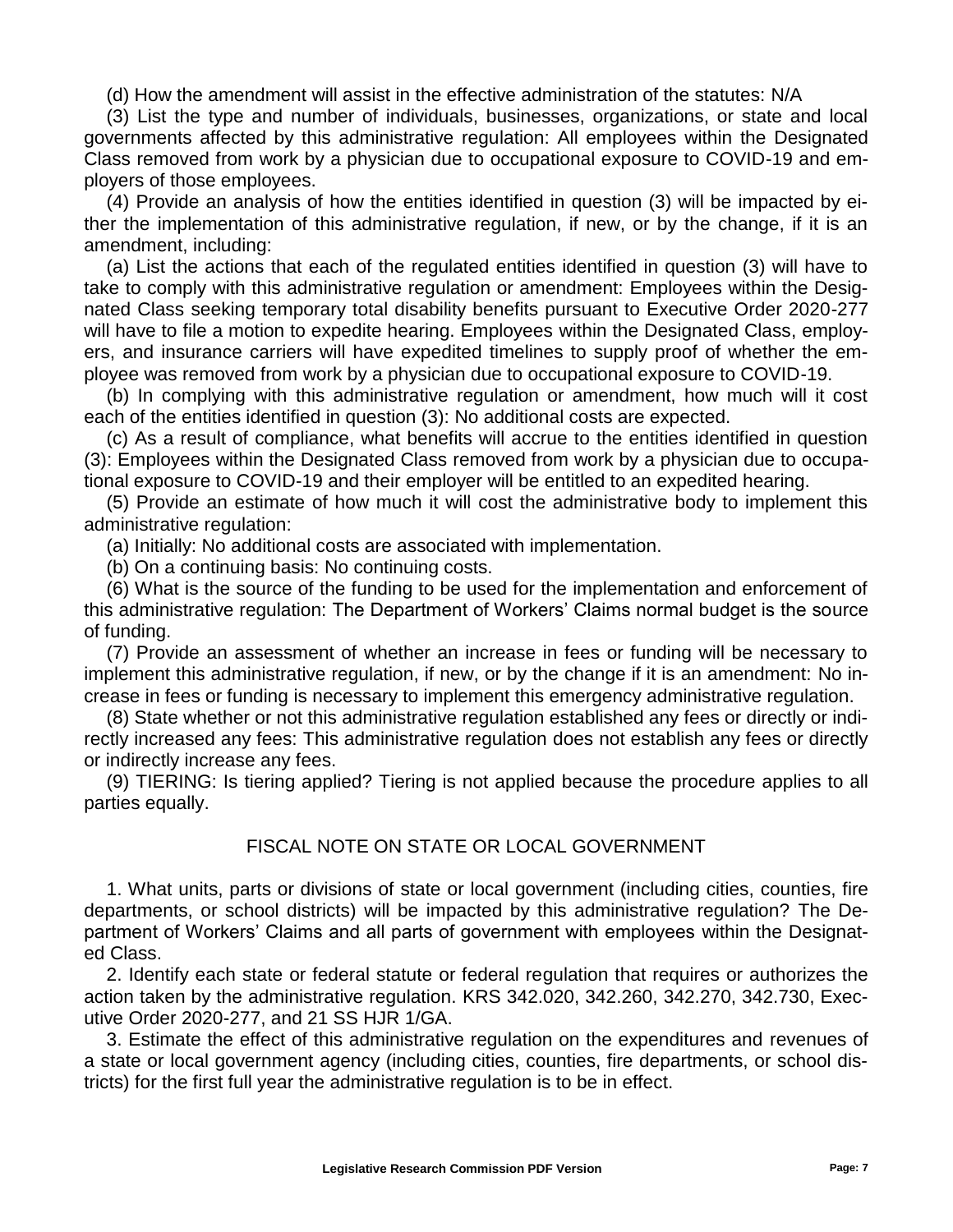(d) How the amendment will assist in the effective administration of the statutes: N/A

(3) List the type and number of individuals, businesses, organizations, or state and local governments affected by this administrative regulation: All employees within the Designated Class removed from work by a physician due to occupational exposure to COVID-19 and employers of those employees.

(4) Provide an analysis of how the entities identified in question (3) will be impacted by either the implementation of this administrative regulation, if new, or by the change, if it is an amendment, including:

(a) List the actions that each of the regulated entities identified in question (3) will have to take to comply with this administrative regulation or amendment: Employees within the Designated Class seeking temporary total disability benefits pursuant to Executive Order 2020-277 will have to file a motion to expedite hearing. Employees within the Designated Class, employers, and insurance carriers will have expedited timelines to supply proof of whether the employee was removed from work by a physician due to occupational exposure to COVID-19.

(b) In complying with this administrative regulation or amendment, how much will it cost each of the entities identified in question (3): No additional costs are expected.

(c) As a result of compliance, what benefits will accrue to the entities identified in question (3): Employees within the Designated Class removed from work by a physician due to occupational exposure to COVID-19 and their employer will be entitled to an expedited hearing.

(5) Provide an estimate of how much it will cost the administrative body to implement this administrative regulation:

(a) Initially: No additional costs are associated with implementation.

(b) On a continuing basis: No continuing costs.

(6) What is the source of the funding to be used for the implementation and enforcement of this administrative regulation: The Department of Workers' Claims normal budget is the source of funding.

(7) Provide an assessment of whether an increase in fees or funding will be necessary to implement this administrative regulation, if new, or by the change if it is an amendment: No increase in fees or funding is necessary to implement this emergency administrative regulation.

(8) State whether or not this administrative regulation established any fees or directly or indirectly increased any fees: This administrative regulation does not establish any fees or directly or indirectly increase any fees.

(9) TIERING: Is tiering applied? Tiering is not applied because the procedure applies to all parties equally.

## FISCAL NOTE ON STATE OR LOCAL GOVERNMENT

1. What units, parts or divisions of state or local government (including cities, counties, fire departments, or school districts) will be impacted by this administrative regulation? The Department of Workers' Claims and all parts of government with employees within the Designated Class.

2. Identify each state or federal statute or federal regulation that requires or authorizes the action taken by the administrative regulation. KRS 342.020, 342.260, 342.270, 342.730, Executive Order 2020-277, and 21 SS HJR 1/GA.

3. Estimate the effect of this administrative regulation on the expenditures and revenues of a state or local government agency (including cities, counties, fire departments, or school districts) for the first full year the administrative regulation is to be in effect.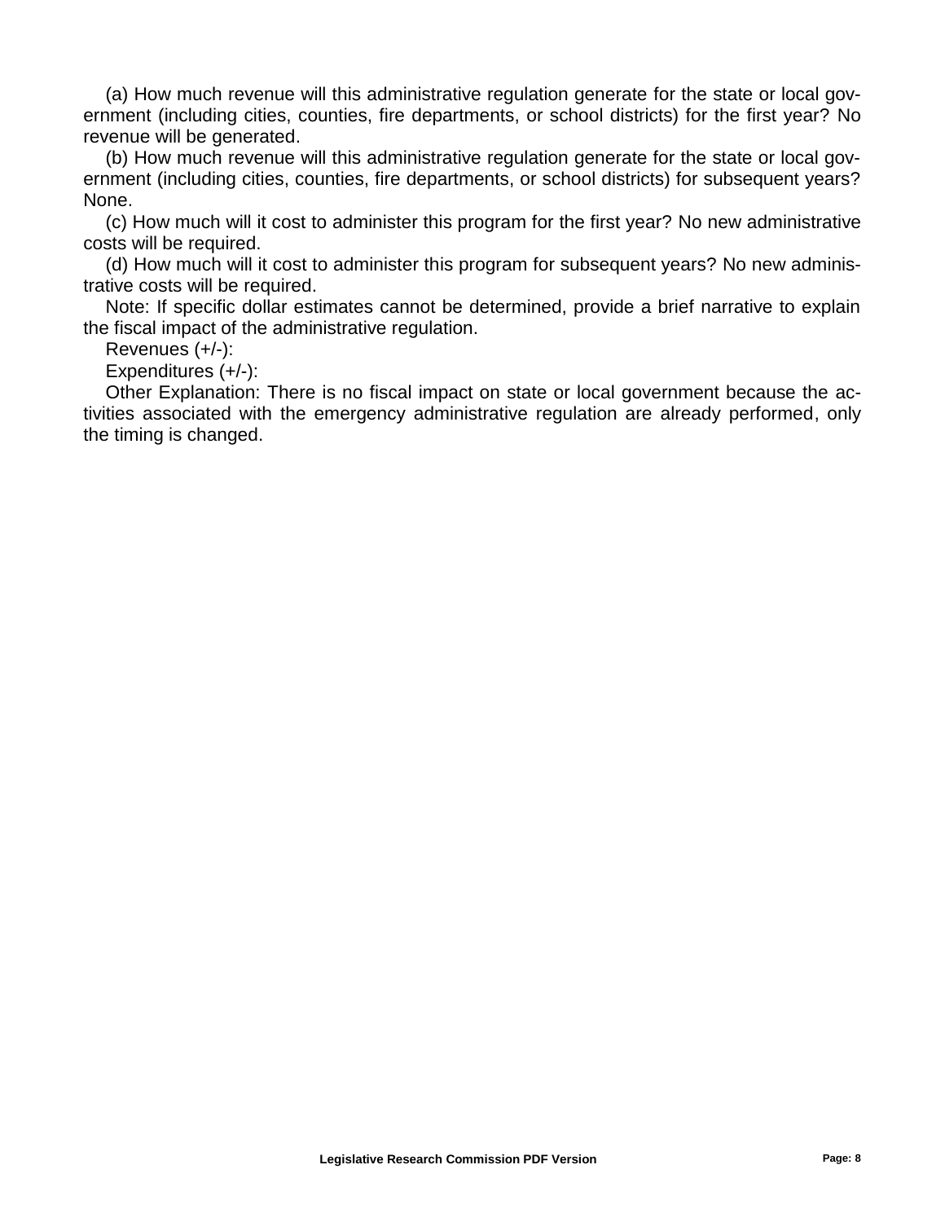(a) How much revenue will this administrative regulation generate for the state or local government (including cities, counties, fire departments, or school districts) for the first year? No revenue will be generated.

(b) How much revenue will this administrative regulation generate for the state or local government (including cities, counties, fire departments, or school districts) for subsequent years? None.

(c) How much will it cost to administer this program for the first year? No new administrative costs will be required.

(d) How much will it cost to administer this program for subsequent years? No new administrative costs will be required.

Note: If specific dollar estimates cannot be determined, provide a brief narrative to explain the fiscal impact of the administrative regulation.

Revenues (+/-):

Expenditures (+/-):

Other Explanation: There is no fiscal impact on state or local government because the activities associated with the emergency administrative regulation are already performed, only the timing is changed.